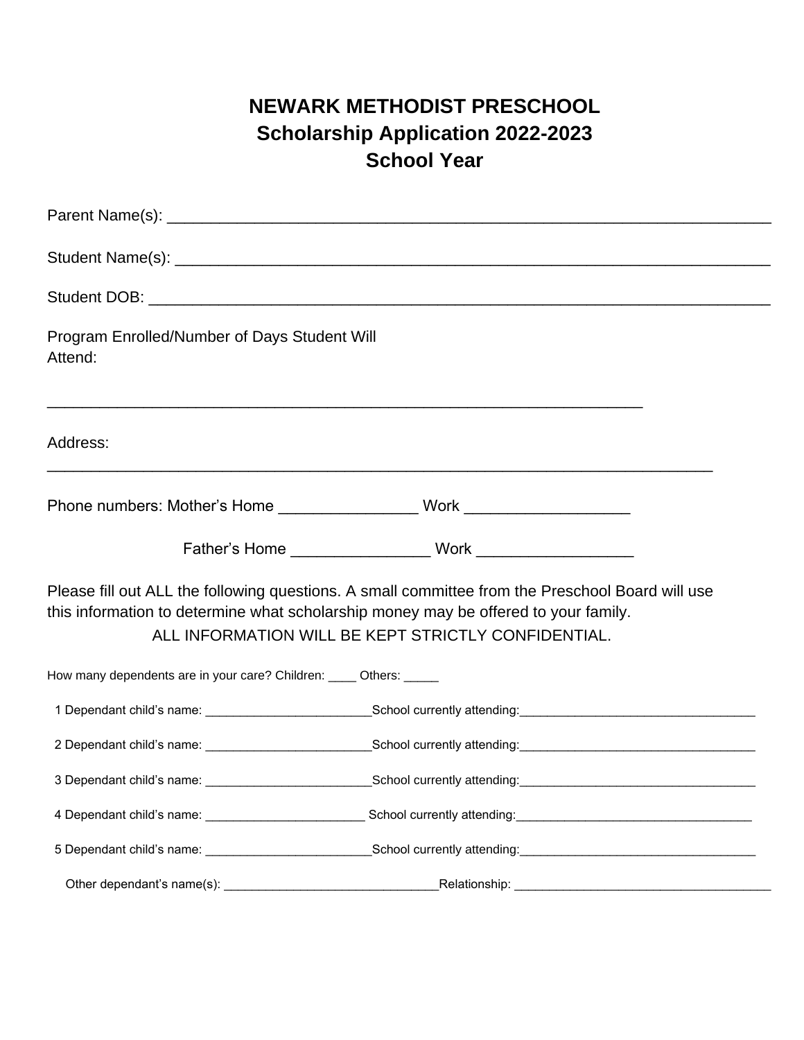# NEWARK METHODIST PRESCHOOL
## Scholarship Application 2022-2023
## School Year

Parent Name(s): ___________________________________________________________________

Student Name(s): __________________________________________________________________

Student DOB: _____________________________________________________________________

Program Enrolled/Number of Days Student Will Attend:

_________________________________________________________________

Address: ________________________________________________________________________

Phone numbers: Mother's Home _______________ Work __________________

Father's Home _______________ Work _________________

Please fill out ALL the following questions. A small committee from the Preschool Board will use this information to determine what scholarship money may be offered to your family.

ALL INFORMATION WILL BE KEPT STRICTLY CONFIDENTIAL.

How many dependents are in your care? Children: ____ Others: _____

1 Dependant child's name: ________________________School currently attending:__________________________________

2 Dependant child's name: ________________________School currently attending:__________________________________

3 Dependant child's name: ________________________School currently attending:__________________________________

4 Dependant child's name: _______________________ School currently attending:__________________________________

5 Dependant child's name: ________________________School currently attending:__________________________________

Other dependant's name(s): _______________________________Relationship: _____________________________________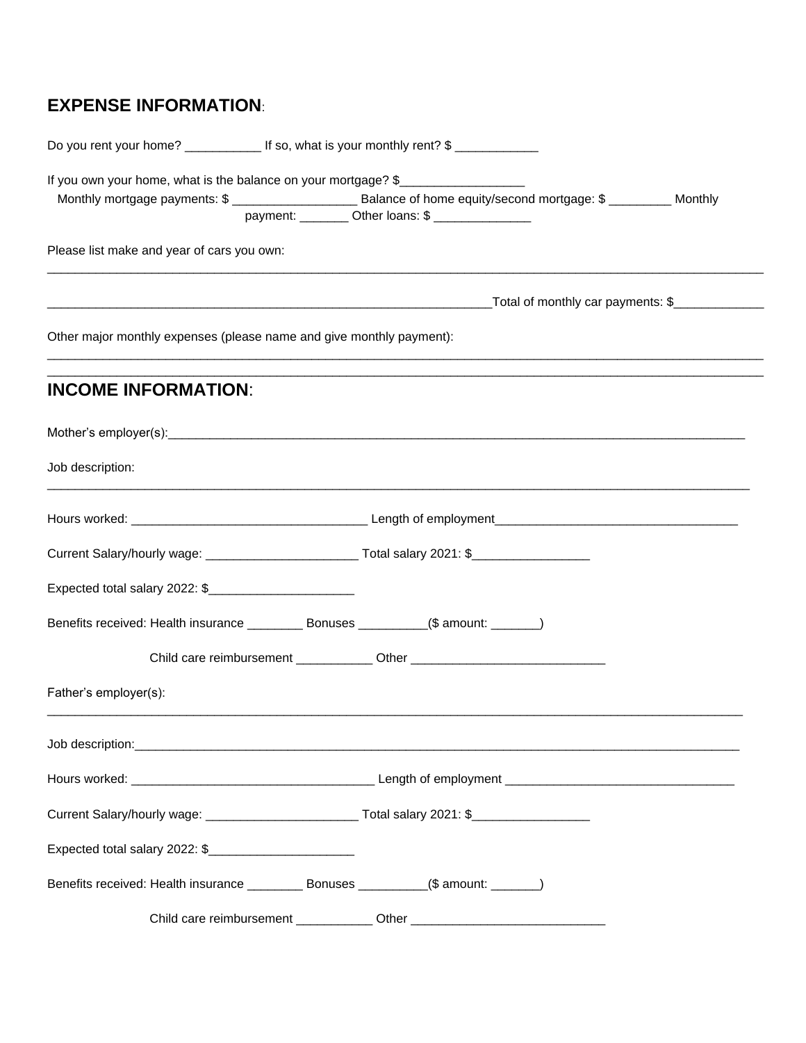## **EXPENSE INFORMATION**:

Do you rent your home? ___________ If so, what is your monthly rent? $ ____________

If you own your home, what is the balance on your mortgage? $__________________

Monthly mortgage payments: $ __________________ Balance of home equity/second mortgage: $ _________ Monthly payment: _______ Other loans: $ ______________

Please list make and year of cars you own:

_____________________________________________________________________________________________________________

_________________________________________________________________Total of monthly car payments: $_____________

Other major monthly expenses (please name and give monthly payment):

_____________________________________________________________________________________________________________

_____________________________________________________________________________________________________________

## **INCOME INFORMATION**:

Mother's employer(s):___________________________________________________________________________________

Job description:

_____________________________________________________________________________________________________________

Hours worked: __________________________________ Length of employment___________________________________

Current Salary/hourly wage: ______________________ Total salary 2021: $_________________

Expected total salary 2022: $_____________________

Benefits received: Health insurance ________ Bonuses __________($ amount: _______)

Child care reimbursement ___________ Other ____________________________

Father's employer(s):

_____________________________________________________________________________________________________________

Job description:______________________________________________________________________________________

Hours worked: ___________________________________ Length of employment ________________________________

Current Salary/hourly wage: ______________________ Total salary 2021: $_________________

Expected total salary 2022: $_____________________

Benefits received: Health insurance ________ Bonuses __________($ amount: _______)

Child care reimbursement ___________ Other ____________________________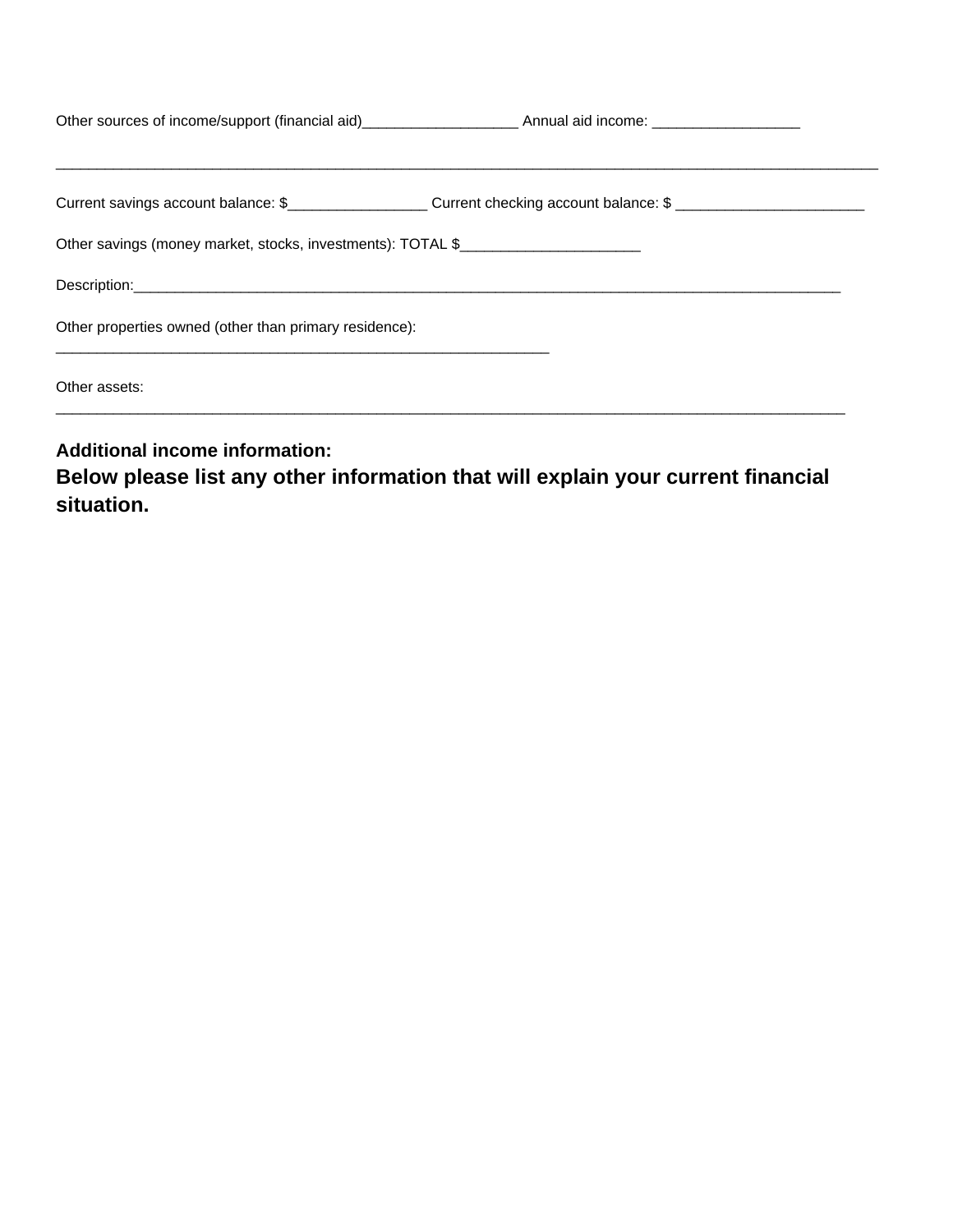Other sources of income/support (financial aid)___________________ Annual aid income: __________________

____________________________________________________________________________________________________

Current savings account balance: $_________________ Current checking account balance: $ _______________________

Other savings (money market, stocks, investments): TOTAL $______________________

Description:_______________________________________________________________________________________

Other properties owned (other than primary residence):
____________________________________________________________

Other assets:
________________________________________________________________________________________________

**Additional income information:**

**Below please list any other information that will explain your current financial situation.**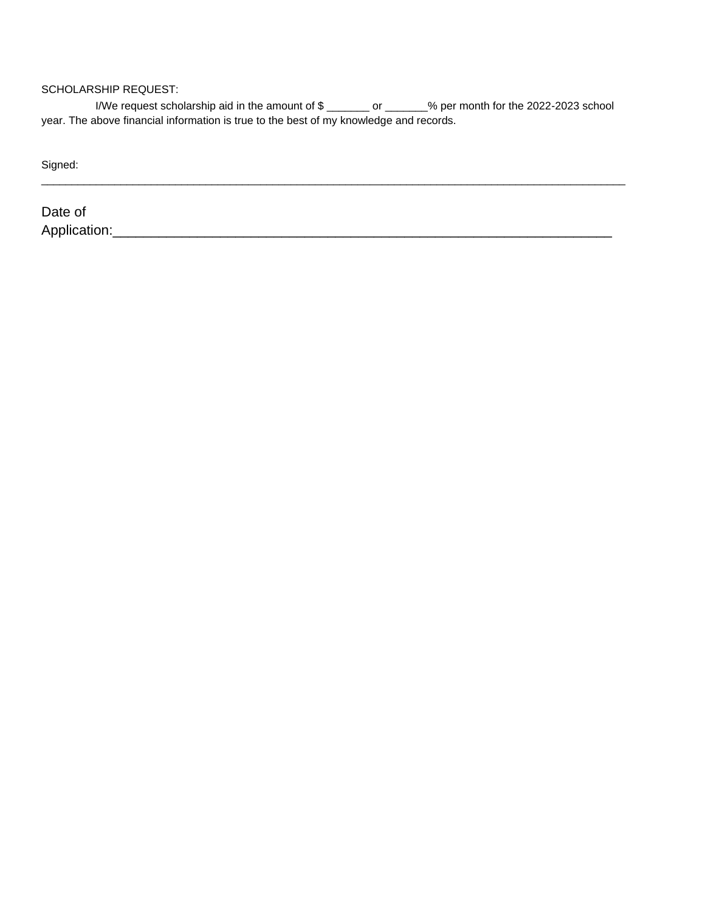SCHOLARSHIP REQUEST:

I/We request scholarship aid in the amount of $ _______ or _______% per month for the 2022-2023 school year. The above financial information is true to the best of my knowledge and records.

Signed: ____________________________________________________________________________________________

Date of Application:___________________________________________________________________